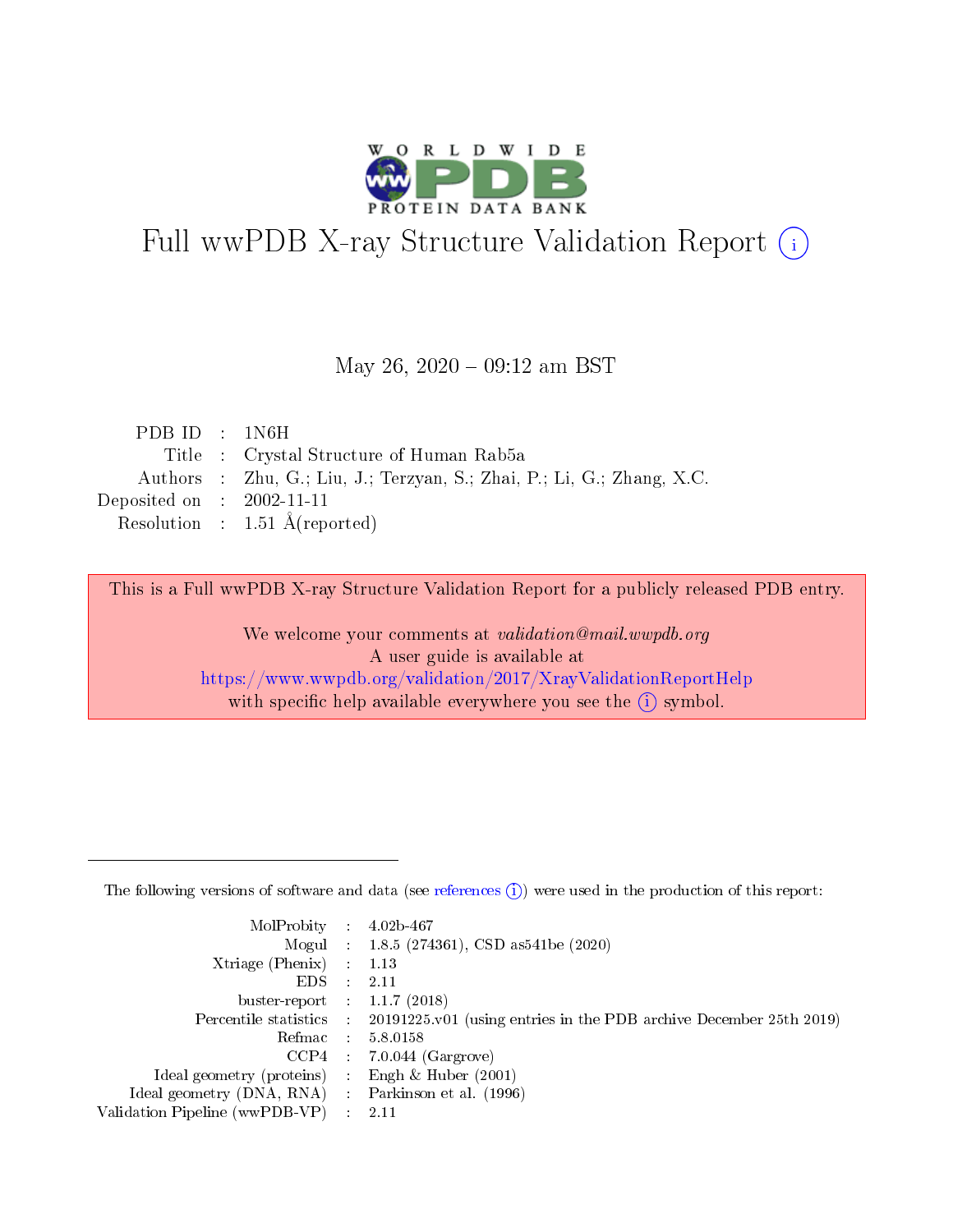# Full wwPDB X-ray Structure Validation Report (i)

May 26, 2020 – 09:12 am BST

| | | |
|---|---|---|
| PDB ID | : | 1N6H |
| Title | : | Crystal Structure of Human Rab5a |
| Authors | : | Zhu, G.; Liu, J.; Terzyan, S.; Zhai, P.; Li, G.; Zhang, X.C. |
| Deposited on | : | 2002-11-11 |
| Resolution | : | 1.51 Å(reported) |

This is a Full wwPDB X-ray Structure Validation Report for a publicly released PDB entry.

We welcome your comments at *validation@mail.wwpdb.org*
A user guide is available at
https://www.wwpdb.org/validation/2017/XrayValidationReportHelp
with specific help available everywhere you see the (i) symbol.

---

The following versions of software and data (see references (i)) were used in the production of this report:

| | | |
|---|---|---|
| MolProbity | : | 4.02b-467 |
| Mogul | : | 1.8.5 (274361), CSD as541be (2020) |
| Xtriage (Phenix) | : | 1.13 |
| EDS | : | 2.11 |
| buster-report | : | 1.1.7 (2018) |
| Percentile statistics | : | 20191225.v01 (using entries in the PDB archive December 25th 2019) |
| Refmac | : | 5.8.0158 |
| CCP4 | : | 7.0.044 (Gargrove) |
| Ideal geometry (proteins) | : | Engh & Huber (2001) |
| Ideal geometry (DNA, RNA) | : | Parkinson et al. (1996) |
| Validation Pipeline (wwPDB-VP) | : | 2.11 |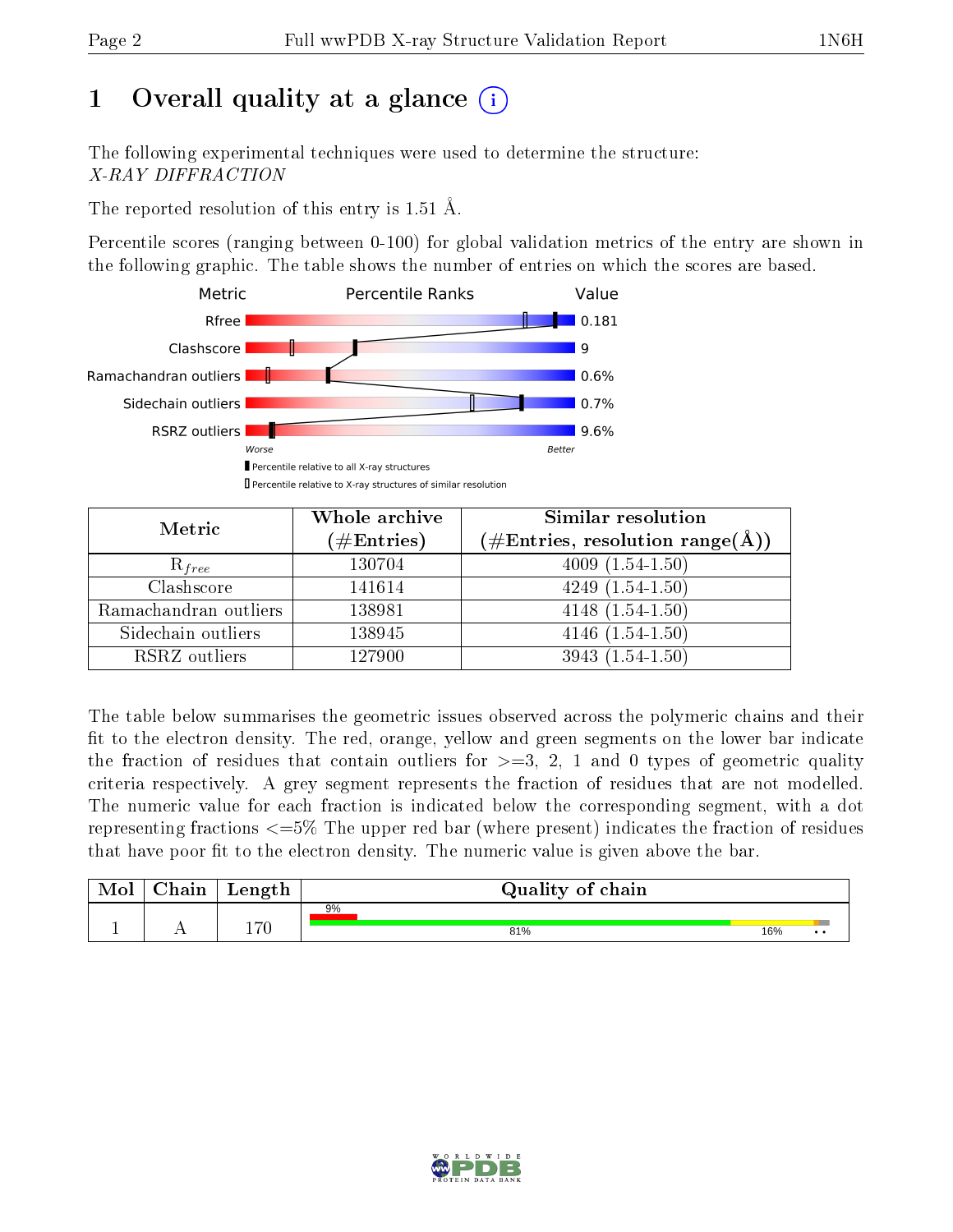# 1 Overall quality at a glance

The following experimental techniques were used to determine the structure:
*X-RAY DIFFRACTION*

The reported resolution of this entry is 1.51 Å.

Percentile scores (ranging between 0-100) for global validation metrics of the entry are shown in the following graphic. The table shows the number of entries on which the scores are based.

| Metric | Value |
|---|---|
| Rfree | 0.181 |
| Clashscore | 9 |
| Ramachandran outliers | 0.6% |
| Sidechain outliers | 0.7% |
| RSRZ outliers | 9.6% |

Worse — Better

▮ Percentile relative to all X-ray structures
▯ Percentile relative to X-ray structures of similar resolution

| Metric | Whole archive (#Entries) | Similar resolution (#Entries, resolution range(Å)) |
|---|---|---|
| $R_{free}$ | 130704 | 4009 (1.54-1.50) |
| Clashscore | 141614 | 4249 (1.54-1.50) |
| Ramachandran outliers | 138981 | 4148 (1.54-1.50) |
| Sidechain outliers | 138945 | 4146 (1.54-1.50) |
| RSRZ outliers | 127900 | 3943 (1.54-1.50) |

The table below summarises the geometric issues observed across the polymeric chains and their fit to the electron density. The red, orange, yellow and green segments on the lower bar indicate the fraction of residues that contain outliers for >=3, 2, 1 and 0 types of geometric quality criteria respectively. A grey segment represents the fraction of residues that are not modelled. The numeric value for each fraction is indicated below the corresponding segment, with a dot representing fractions <=5% The upper red bar (where present) indicates the fraction of residues that have poor fit to the electron density. The numeric value is given above the bar.

| Mol | Chain | Length | Quality of chain |
|---|---|---|---|
| 1 | A | 170 | 9% (poor fit); 81%, 16%, •, • |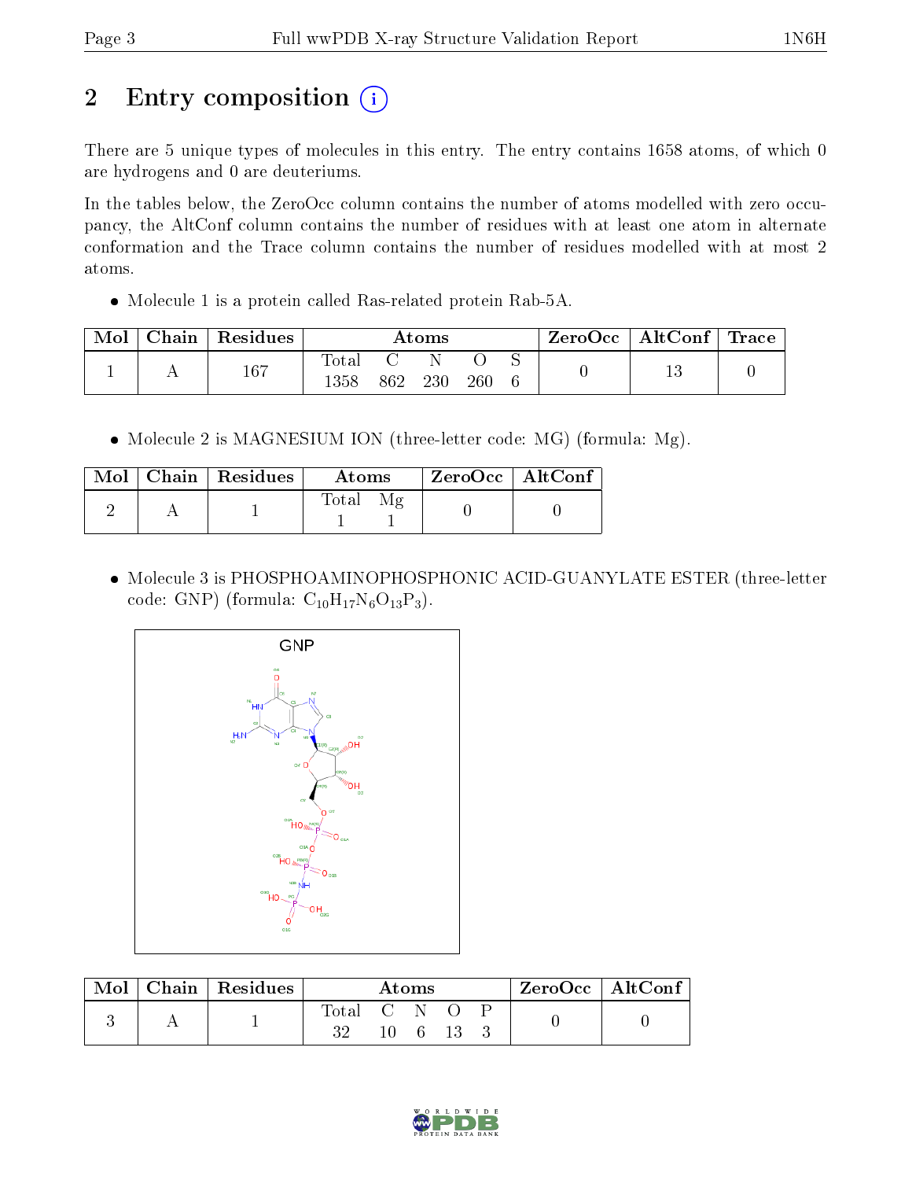# 2 Entry composition

There are 5 unique types of molecules in this entry. The entry contains 1658 atoms, of which 0 are hydrogens and 0 are deuteriums.

In the tables below, the ZeroOcc column contains the number of atoms modelled with zero occupancy, the AltConf column contains the number of residues with at least one atom in alternate conformation and the Trace column contains the number of residues modelled with at most 2 atoms.

- Molecule 1 is a protein called Ras-related protein Rab-5A.

| Mol | Chain | Residues | Atoms | | | | | ZeroOcc | AltConf | Trace |
|---|---|---|---|---|---|---|---|---|---|---|
| | | | Total | C | N | O | S | | | |
| 1 | A | 167 | 1358 | 862 | 230 | 260 | 6 | 0 | 13 | 0 |

- Molecule 2 is MAGNESIUM ION (three-letter code: MG) (formula: Mg).

| Mol | Chain | Residues | Atoms | | ZeroOcc | AltConf |
|---|---|---|---|---|---|---|
| | | | Total | Mg | | |
| 2 | A | 1 | 1 | 1 | 0 | 0 |

- Molecule 3 is PHOSPHOAMINOPHOSPHONIC ACID-GUANYLATE ESTER (three-letter code: GNP) (formula: $C_{10}H_{17}N_6O_{13}P_3$).

| Mol | Chain | Residues | Atoms | | | | | ZeroOcc | AltConf |
|---|---|---|---|---|---|---|---|---|---|
| | | | Total | C | N | O | P | | |
| 3 | A | 1 | 32 | 10 | 6 | 13 | 3 | 0 | 0 |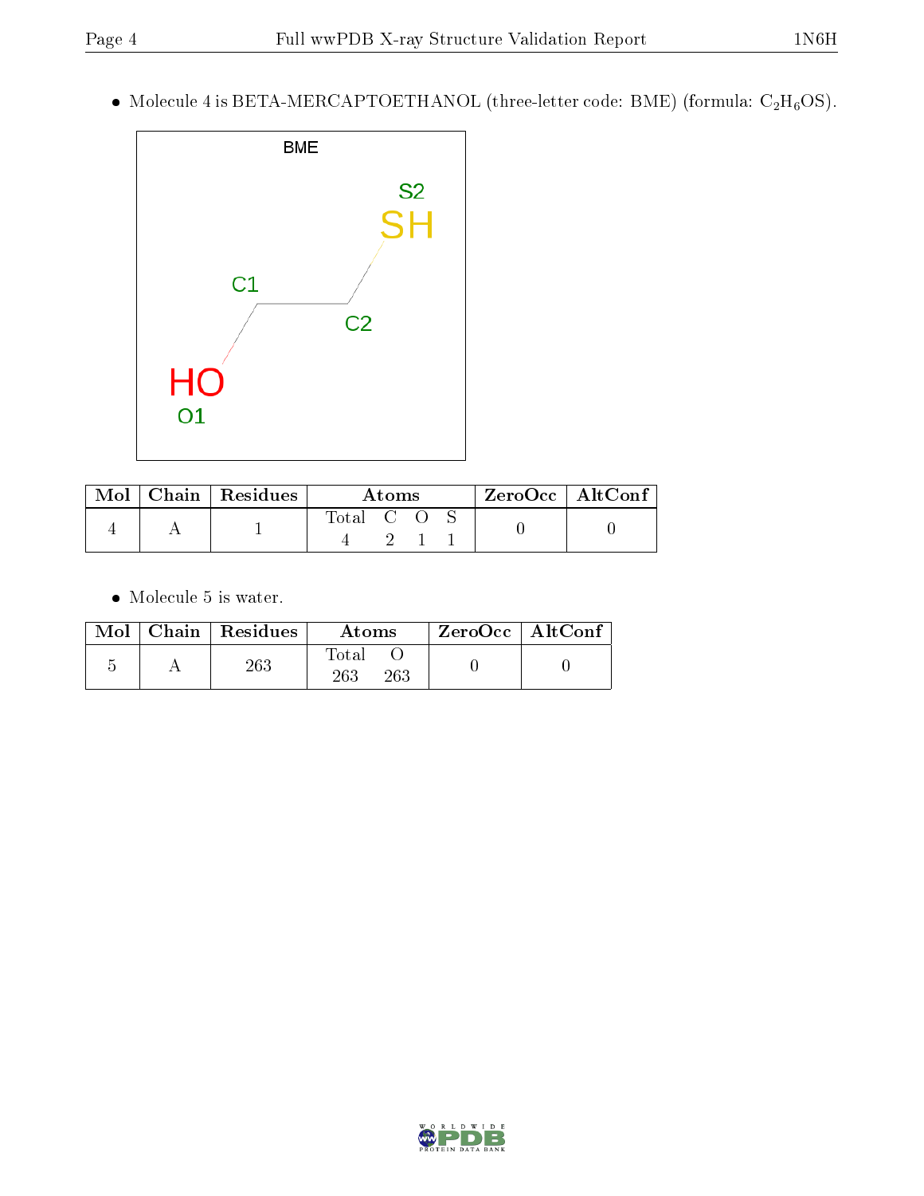- Molecule 4 is BETA-MERCAPTOETHANOL (three-letter code: BME) (formula: $C_2H_6OS$).

| Mol | Chain | Residues | Atoms | | | | ZeroOcc | AltConf |
|---|---|---|---|---|---|---|---|---|
| | | | Total | C | O | S | | |
| 4 | A | 1 | 4 | 2 | 1 | 1 | 0 | 0 |

- Molecule 5 is water.

| Mol | Chain | Residues | Atoms | | ZeroOcc | AltConf |
|---|---|---|---|---|---|---|
| | | | Total | O | | |
| 5 | A | 263 | 263 | 263 | 0 | 0 |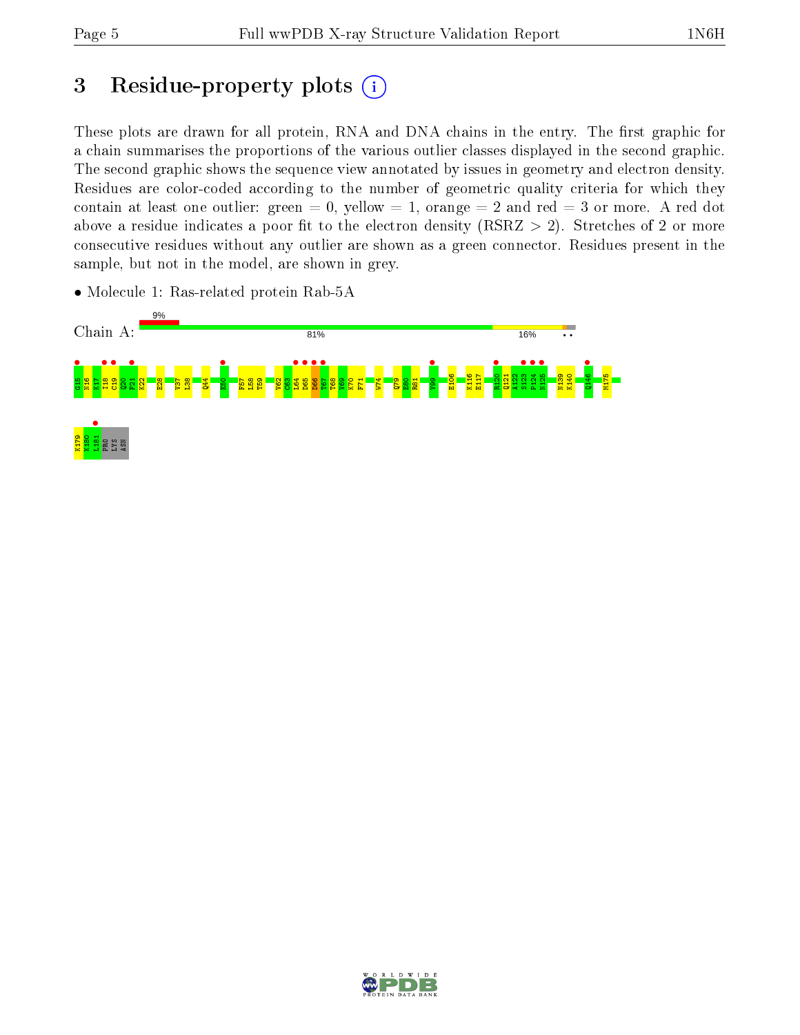# 3 Residue-property plots

These plots are drawn for all protein, RNA and DNA chains in the entry. The first graphic for a chain summarises the proportions of the various outlier classes displayed in the second graphic. The second graphic shows the sequence view annotated by issues in geometry and electron density. Residues are color-coded according to the number of geometric quality criteria for which they contain at least one outlier: green = 0, yellow = 1, orange = 2 and red = 3 or more. A red dot above a residue indicates a poor fit to the electron density (RSRZ > 2). Stretches of 2 or more consecutive residues without any outlier are shown as a green connector. Residues present in the sample, but not in the model, are shown in grey.

- Molecule 1: Ras-related protein Rab-5A

Chain A: 9% | 81% | 16%

G15 N16 K17 I18 C19 Q20 F21 K22 E28 V37 L38 Q44 E50 F57 L58 T59 V62 C63 L64 D65 D66 T67 T68 V69 K70 F71 W74 Q79 E80 R81 V99 E106 K116 E117 R120 Q121 A122 S123 P124 N125 N139 K140 Q146 M175 K179 K180 L181 PRO LYS ASN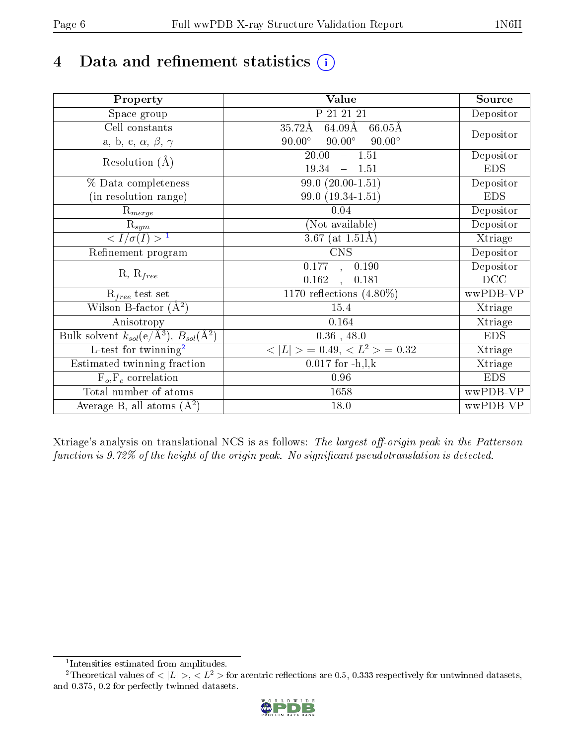# 4 Data and refinement statistics (i)

| Property | Value | Source |
|---|---|---|
| Space group | P 21 21 21 | Depositor |
| Cell constants<br>a, b, c, $\alpha$, $\beta$, $\gamma$ | 35.72Å 64.09Å 66.05Å<br>90.00° 90.00° 90.00° | Depositor |
| Resolution (Å) | 20.00 – 1.51<br>19.34 – 1.51 | Depositor<br>EDS |
| % Data completeness<br>(in resolution range) | 99.0 (20.00-1.51)<br>99.0 (19.34-1.51) | Depositor<br>EDS |
| $R_{merge}$ | 0.04 | Depositor |
| $R_{sym}$ | (Not available) | Depositor |
| $< I/\sigma(I) >$ [1] | 3.67 (at 1.51Å) | Xtriage |
| Refinement program | CNS | Depositor |
| R, $R_{free}$ | 0.177 , 0.190<br>0.162 , 0.181 | Depositor<br>DCC |
| $R_{free}$ test set | 1170 reflections (4.80%) | wwPDB-VP |
| Wilson B-factor (Å$^2$) | 15.4 | Xtriage |
| Anisotropy | 0.164 | Xtriage |
| Bulk solvent $k_{sol}$(e/Å$^3$), $B_{sol}$(Å$^2$) | 0.36 , 48.0 | EDS |
| L-test for twinning[2] | $< \|L\| >$ = 0.49, $< L^2 >$ = 0.32 | Xtriage |
| Estimated twinning fraction | 0.017 for -h,l,k | Xtriage |
| $F_o$,$F_c$ correlation | 0.96 | EDS |
| Total number of atoms | 1658 | wwPDB-VP |
| Average B, all atoms (Å$^2$) | 18.0 | wwPDB-VP |

Xtriage's analysis on translational NCS is as follows: *The largest off-origin peak in the Patterson function is 9.72% of the height of the origin peak. No significant pseudotranslation is detected.*

[1] Intensities estimated from amplitudes.

[2] Theoretical values of $< |L| >$, $< L^2 >$ for acentric reflections are 0.5, 0.333 respectively for untwinned datasets, and 0.375, 0.2 for perfectly twinned datasets.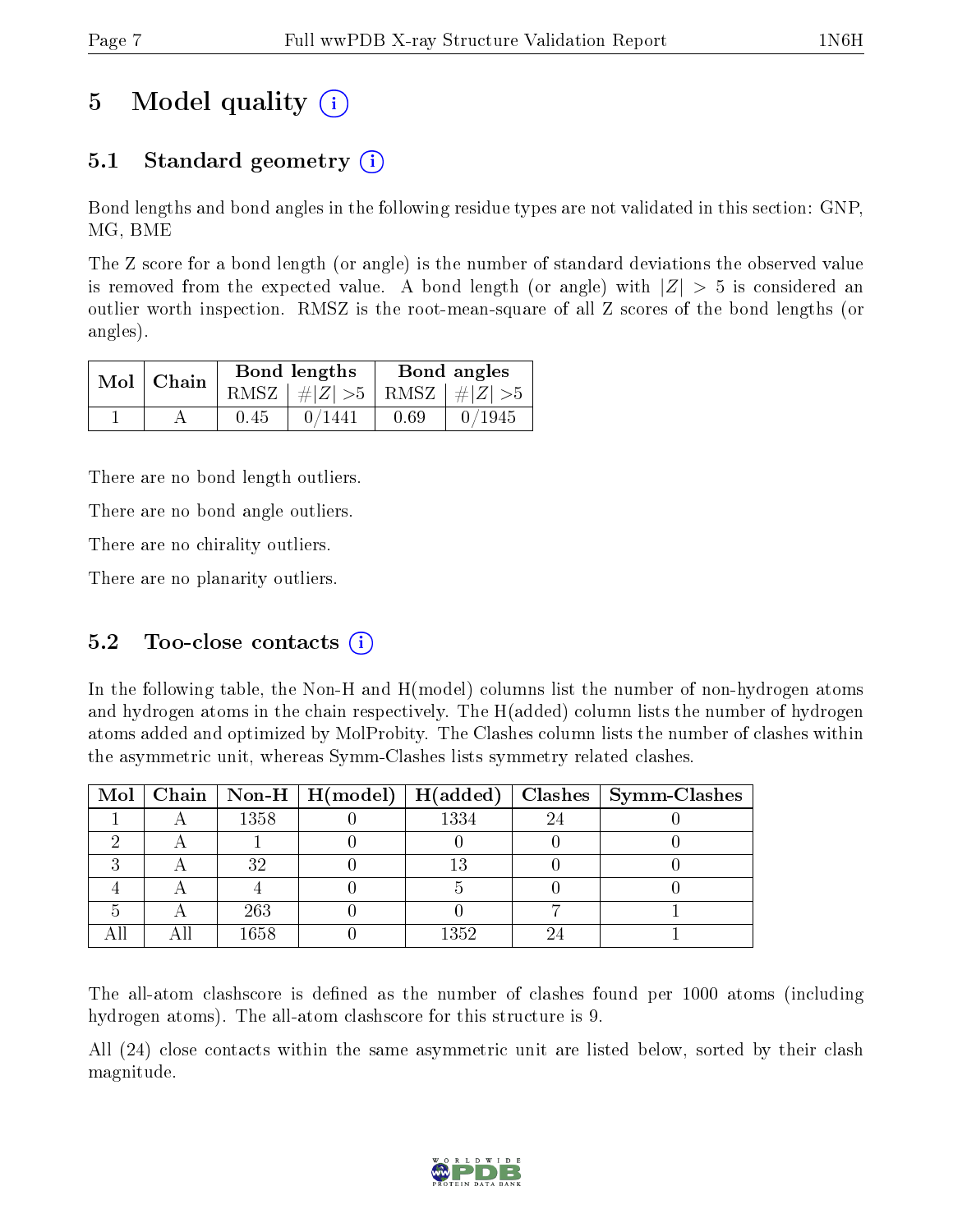# 5 Model quality

## 5.1 Standard geometry

Bond lengths and bond angles in the following residue types are not validated in this section: GNP, MG, BME

The Z score for a bond length (or angle) is the number of standard deviations the observed value is removed from the expected value. A bond length (or angle) with $|Z| > 5$ is considered an outlier worth inspection. RMSZ is the root-mean-square of all Z scores of the bond lengths (or angles).

| Mol | Chain | Bond lengths | | Bond angles | |
|---|---|---|---|---|---|
| | | RMSZ | $\#|Z| > 5$ | RMSZ | $\#|Z| > 5$ |
| 1 | A | 0.45 | 0/1441 | 0.69 | 0/1945 |

There are no bond length outliers.

There are no bond angle outliers.

There are no chirality outliers.

There are no planarity outliers.

## 5.2 Too-close contacts

In the following table, the Non-H and H(model) columns list the number of non-hydrogen atoms and hydrogen atoms in the chain respectively. The H(added) column lists the number of hydrogen atoms added and optimized by MolProbity. The Clashes column lists the number of clashes within the asymmetric unit, whereas Symm-Clashes lists symmetry related clashes.

| Mol | Chain | Non-H | H(model) | H(added) | Clashes | Symm-Clashes |
|---|---|---|---|---|---|---|
| 1 | A | 1358 | 0 | 1334 | 24 | 0 |
| 2 | A | 1 | 0 | 0 | 0 | 0 |
| 3 | A | 32 | 0 | 13 | 0 | 0 |
| 4 | A | 4 | 0 | 5 | 0 | 0 |
| 5 | A | 263 | 0 | 0 | 7 | 1 |
| All | All | 1658 | 0 | 1352 | 24 | 1 |

The all-atom clashscore is defined as the number of clashes found per 1000 atoms (including hydrogen atoms). The all-atom clashscore for this structure is 9.

All (24) close contacts within the same asymmetric unit are listed below, sorted by their clash magnitude.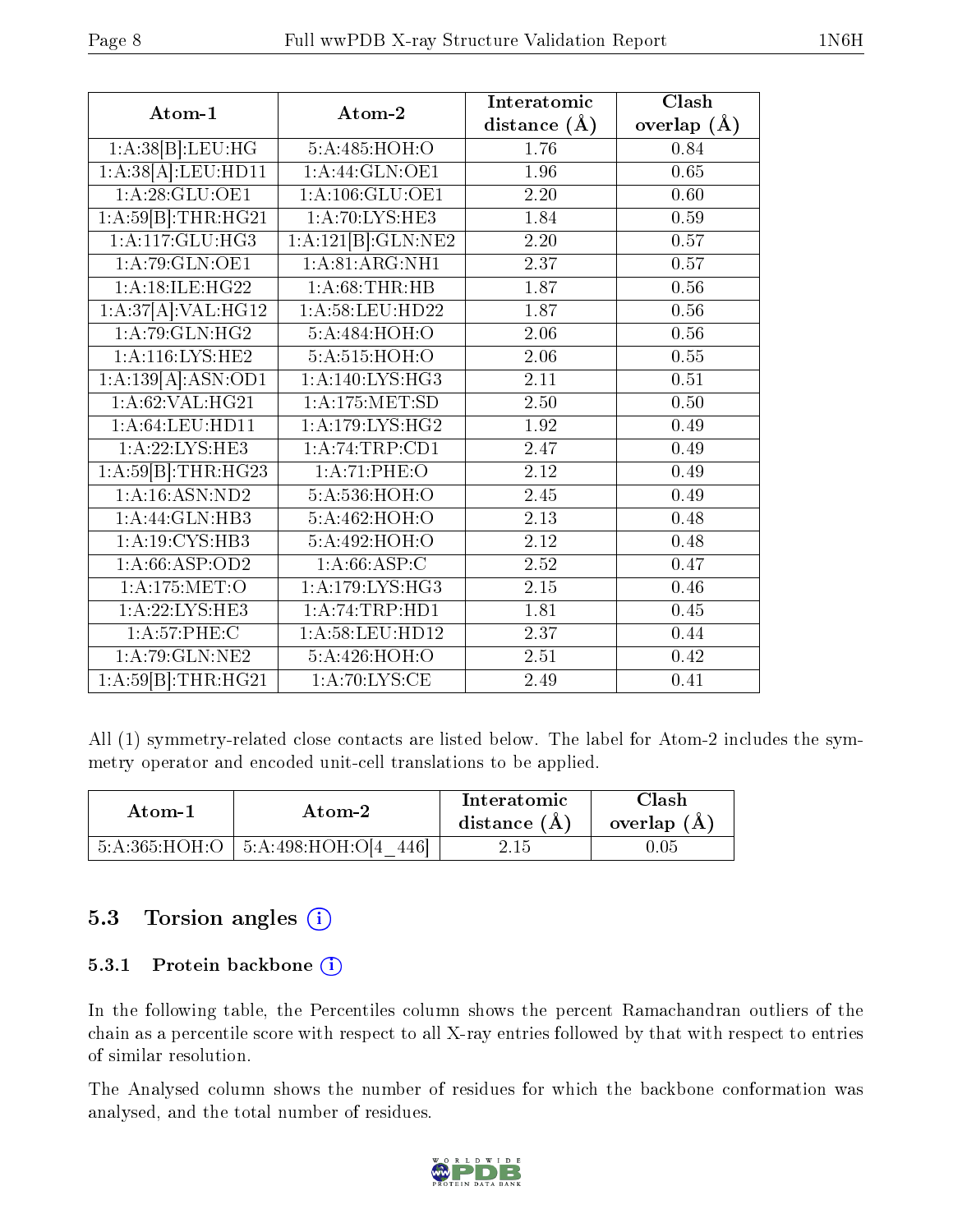| Atom-1 | Atom-2 | Interatomic distance (Å) | Clash overlap (Å) |
|---|---|---|---|
| 1:A:38[B]:LEU:HG | 5:A:485:HOH:O | 1.76 | 0.84 |
| 1:A:38[A]:LEU:HD11 | 1:A:44:GLN:OE1 | 1.96 | 0.65 |
| 1:A:28:GLU:OE1 | 1:A:106:GLU:OE1 | 2.20 | 0.60 |
| 1:A:59[B]:THR:HG21 | 1:A:70:LYS:HE3 | 1.84 | 0.59 |
| 1:A:117:GLU:HG3 | 1:A:121[B]:GLN:NE2 | 2.20 | 0.57 |
| 1:A:79:GLN:OE1 | 1:A:81:ARG:NH1 | 2.37 | 0.57 |
| 1:A:18:ILE:HG22 | 1:A:68:THR:HB | 1.87 | 0.56 |
| 1:A:37[A]:VAL:HG12 | 1:A:58:LEU:HD22 | 1.87 | 0.56 |
| 1:A:79:GLN:HG2 | 5:A:484:HOH:O | 2.06 | 0.56 |
| 1:A:116:LYS:HE2 | 5:A:515:HOH:O | 2.06 | 0.55 |
| 1:A:139[A]:ASN:OD1 | 1:A:140:LYS:HG3 | 2.11 | 0.51 |
| 1:A:62:VAL:HG21 | 1:A:175:MET:SD | 2.50 | 0.50 |
| 1:A:64:LEU:HD11 | 1:A:179:LYS:HG2 | 1.92 | 0.49 |
| 1:A:22:LYS:HE3 | 1:A:74:TRP:CD1 | 2.47 | 0.49 |
| 1:A:59[B]:THR:HG23 | 1:A:71:PHE:O | 2.12 | 0.49 |
| 1:A:16:ASN:ND2 | 5:A:536:HOH:O | 2.45 | 0.49 |
| 1:A:44:GLN:HB3 | 5:A:462:HOH:O | 2.13 | 0.48 |
| 1:A:19:CYS:HB3 | 5:A:492:HOH:O | 2.12 | 0.48 |
| 1:A:66:ASP:OD2 | 1:A:66:ASP:C | 2.52 | 0.47 |
| 1:A:175:MET:O | 1:A:179:LYS:HG3 | 2.15 | 0.46 |
| 1:A:22:LYS:HE3 | 1:A:74:TRP:HD1 | 1.81 | 0.45 |
| 1:A:57:PHE:C | 1:A:58:LEU:HD12 | 2.37 | 0.44 |
| 1:A:79:GLN:NE2 | 5:A:426:HOH:O | 2.51 | 0.42 |
| 1:A:59[B]:THR:HG21 | 1:A:70:LYS:CE | 2.49 | 0.41 |

All (1) symmetry-related close contacts are listed below. The label for Atom-2 includes the symmetry operator and encoded unit-cell translations to be applied.

| Atom-1 | Atom-2 | Interatomic distance (Å) | Clash overlap (Å) |
|---|---|---|---|
| 5:A:365:HOH:O | 5:A:498:HOH:O[4_446] | 2.15 | 0.05 |

## 5.3 Torsion angles

### 5.3.1 Protein backbone

In the following table, the Percentiles column shows the percent Ramachandran outliers of the chain as a percentile score with respect to all X-ray entries followed by that with respect to entries of similar resolution.

The Analysed column shows the number of residues for which the backbone conformation was analysed, and the total number of residues.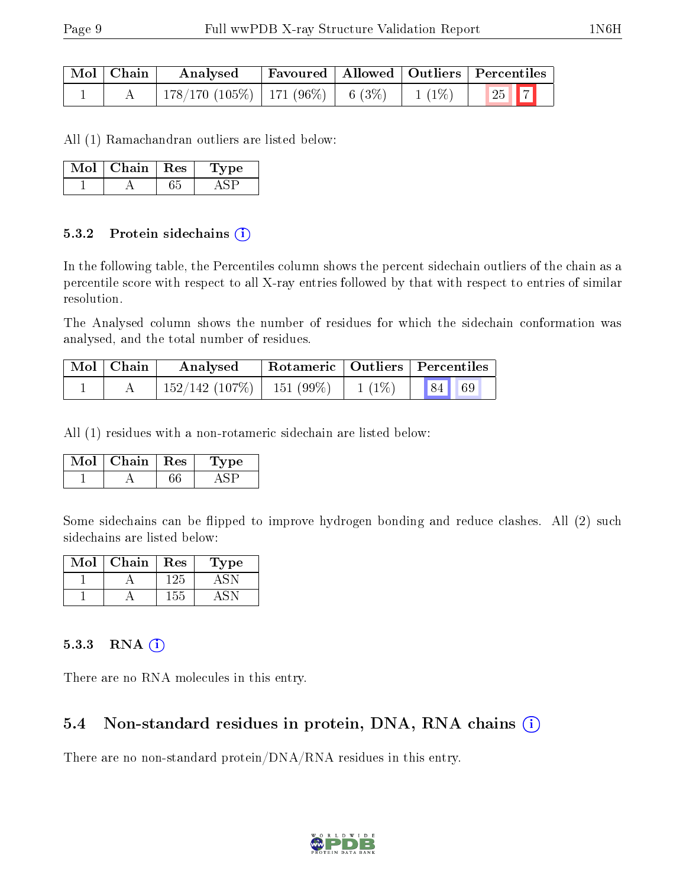| Mol | Chain | Analysed | Favoured | Allowed | Outliers | Percentiles | |
|---|---|---|---|---|---|---|---|
| 1 | A | 178/170 (105%) | 171 (96%) | 6 (3%) | 1 (1%) | 25 | 7 |

All (1) Ramachandran outliers are listed below:

| Mol | Chain | Res | Type |
|---|---|---|---|
| 1 | A | 65 | ASP |

#### 5.3.2 Protein sidechains

In the following table, the Percentiles column shows the percent sidechain outliers of the chain as a percentile score with respect to all X-ray entries followed by that with respect to entries of similar resolution.

The Analysed column shows the number of residues for which the sidechain conformation was analysed, and the total number of residues.

| Mol | Chain | Analysed | Rotameric | Outliers | Percentiles | |
|---|---|---|---|---|---|---|
| 1 | A | 152/142 (107%) | 151 (99%) | 1 (1%) | 84 | 69 |

All (1) residues with a non-rotameric sidechain are listed below:

| Mol | Chain | Res | Type |
|---|---|---|---|
| 1 | A | 66 | ASP |

Some sidechains can be flipped to improve hydrogen bonding and reduce clashes. All (2) such sidechains are listed below:

| Mol | Chain | Res | Type |
|---|---|---|---|
| 1 | A | 125 | ASN |
| 1 | A | 155 | ASN |

#### 5.3.3 RNA

There are no RNA molecules in this entry.

### 5.4 Non-standard residues in protein, DNA, RNA chains

There are no non-standard protein/DNA/RNA residues in this entry.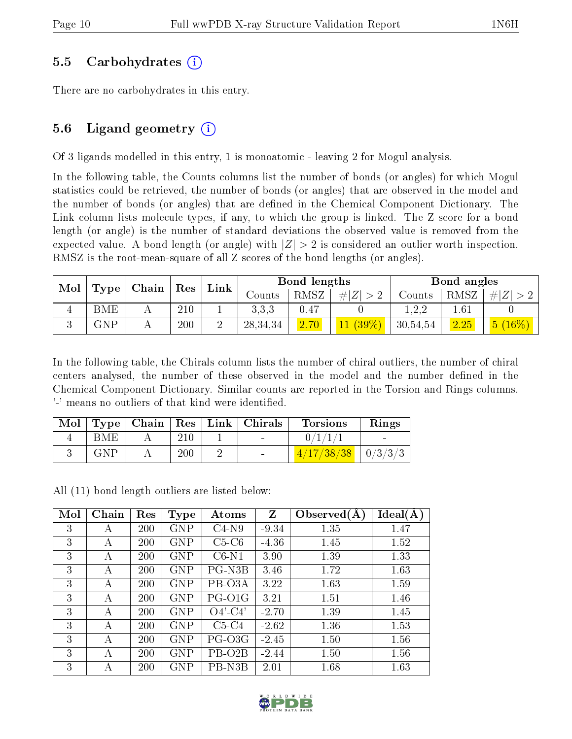## 5.5 Carbohydrates (i)

There are no carbohydrates in this entry.

## 5.6 Ligand geometry (i)

Of 3 ligands modelled in this entry, 1 is monoatomic - leaving 2 for Mogul analysis.

In the following table, the Counts columns list the number of bonds (or angles) for which Mogul statistics could be retrieved, the number of bonds (or angles) that are observed in the model and the number of bonds (or angles) that are defined in the Chemical Component Dictionary. The Link column lists molecule types, if any, to which the group is linked. The Z score for a bond length (or angle) is the number of standard deviations the observed value is removed from the expected value. A bond length (or angle) with $|Z| > 2$ is considered an outlier worth inspection. RMSZ is the root-mean-square of all Z scores of the bond lengths (or angles).

| Mol | Type | Chain | Res | Link | Bond lengths | | | Bond angles | | |
|---|---|---|---|---|---|---|---|---|---|---|
| | | | | | Counts | RMSZ | #\|Z\| > 2 | Counts | RMSZ | #\|Z\| > 2 |
| 4 | BME | A | 210 | 1 | 3,3,3 | 0.47 | 0 | 1,2,2 | 1.61 | 0 |
| 3 | GNP | A | 200 | 2 | 28,34,34 | 2.70 | 11 (39%) | 30,54,54 | 2.25 | 5 (16%) |

In the following table, the Chirals column lists the number of chiral outliers, the number of chiral centers analysed, the number of these observed in the model and the number defined in the Chemical Component Dictionary. Similar counts are reported in the Torsion and Rings columns. '-' means no outliers of that kind were identified.

| Mol | Type | Chain | Res | Link | Chirals | Torsions | Rings |
|---|---|---|---|---|---|---|---|
| 4 | BME | A | 210 | 1 | - | 0/1/1/1 | - |
| 3 | GNP | A | 200 | 2 | - | 4/17/38/38 | 0/3/3/3 |

All (11) bond length outliers are listed below:

| Mol | Chain | Res | Type | Atoms | Z | Observed(Å) | Ideal(Å) |
|---|---|---|---|---|---|---|---|
| 3 | A | 200 | GNP | C4-N9 | -9.34 | 1.35 | 1.47 |
| 3 | A | 200 | GNP | C5-C6 | -4.36 | 1.45 | 1.52 |
| 3 | A | 200 | GNP | C6-N1 | 3.90 | 1.39 | 1.33 |
| 3 | A | 200 | GNP | PG-N3B | 3.46 | 1.72 | 1.63 |
| 3 | A | 200 | GNP | PB-O3A | 3.22 | 1.63 | 1.59 |
| 3 | A | 200 | GNP | PG-O1G | 3.21 | 1.51 | 1.46 |
| 3 | A | 200 | GNP | O4'-C4' | -2.70 | 1.39 | 1.45 |
| 3 | A | 200 | GNP | C5-C4 | -2.62 | 1.36 | 1.53 |
| 3 | A | 200 | GNP | PG-O3G | -2.45 | 1.50 | 1.56 |
| 3 | A | 200 | GNP | PB-O2B | -2.44 | 1.50 | 1.56 |
| 3 | A | 200 | GNP | PB-N3B | 2.01 | 1.68 | 1.63 |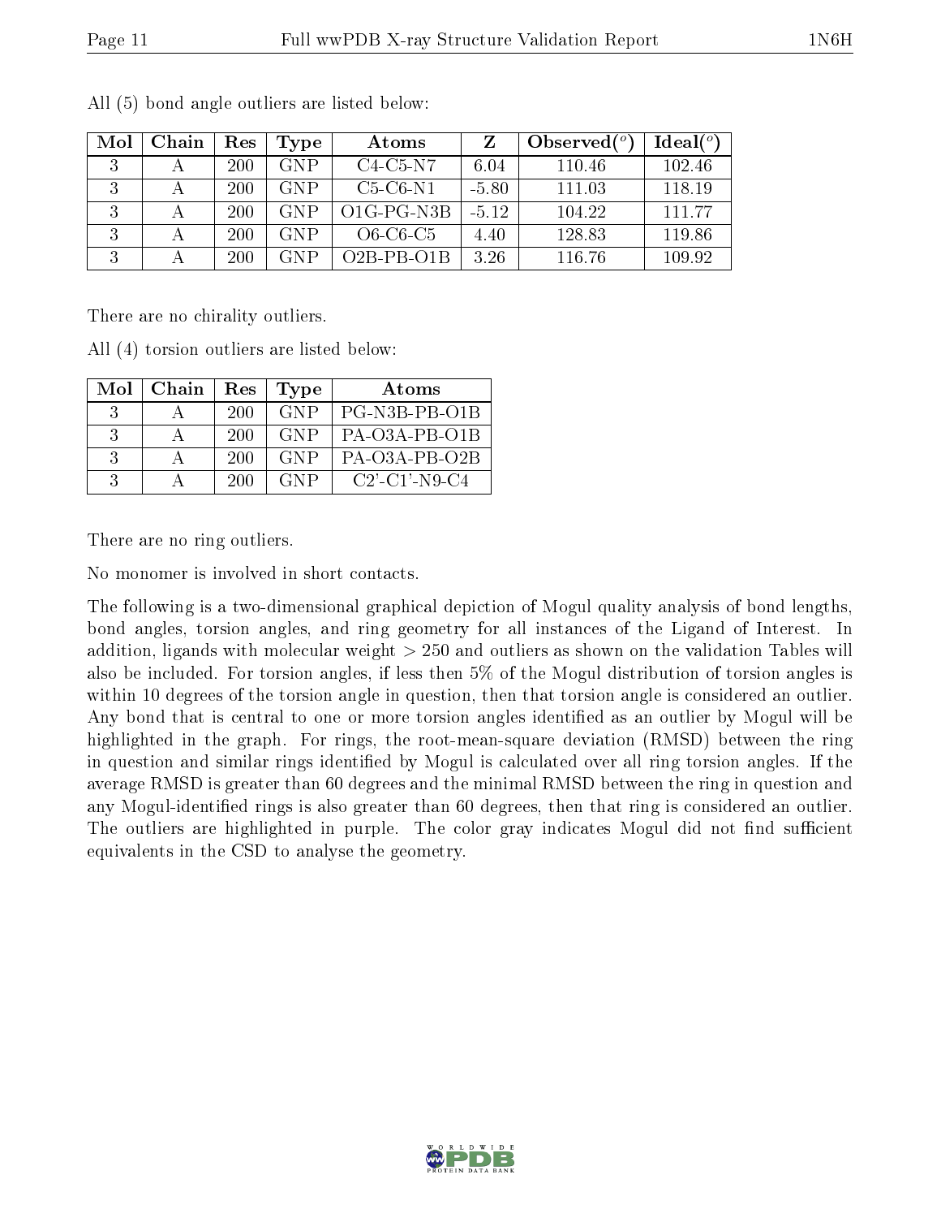All (5) bond angle outliers are listed below:

| Mol | Chain | Res | Type | Atoms | Z | Observed(°) | Ideal(°) |
|---|---|---|---|---|---|---|---|
| 3 | A | 200 | GNP | C4-C5-N7 | 6.04 | 110.46 | 102.46 |
| 3 | A | 200 | GNP | C5-C6-N1 | -5.80 | 111.03 | 118.19 |
| 3 | A | 200 | GNP | O1G-PG-N3B | -5.12 | 104.22 | 111.77 |
| 3 | A | 200 | GNP | O6-C6-C5 | 4.40 | 128.83 | 119.86 |
| 3 | A | 200 | GNP | O2B-PB-O1B | 3.26 | 116.76 | 109.92 |

There are no chirality outliers.

All (4) torsion outliers are listed below:

| Mol | Chain | Res | Type | Atoms |
|---|---|---|---|---|
| 3 | A | 200 | GNP | PG-N3B-PB-O1B |
| 3 | A | 200 | GNP | PA-O3A-PB-O1B |
| 3 | A | 200 | GNP | PA-O3A-PB-O2B |
| 3 | A | 200 | GNP | C2'-C1'-N9-C4 |

There are no ring outliers.

No monomer is involved in short contacts.

The following is a two-dimensional graphical depiction of Mogul quality analysis of bond lengths, bond angles, torsion angles, and ring geometry for all instances of the Ligand of Interest. In addition, ligands with molecular weight > 250 and outliers as shown on the validation Tables will also be included. For torsion angles, if less then 5% of the Mogul distribution of torsion angles is within 10 degrees of the torsion angle in question, then that torsion angle is considered an outlier. Any bond that is central to one or more torsion angles identified as an outlier by Mogul will be highlighted in the graph. For rings, the root-mean-square deviation (RMSD) between the ring in question and similar rings identified by Mogul is calculated over all ring torsion angles. If the average RMSD is greater than 60 degrees and the minimal RMSD between the ring in question and any Mogul-identified rings is also greater than 60 degrees, then that ring is considered an outlier. The outliers are highlighted in purple. The color gray indicates Mogul did not find sufficient equivalents in the CSD to analyse the geometry.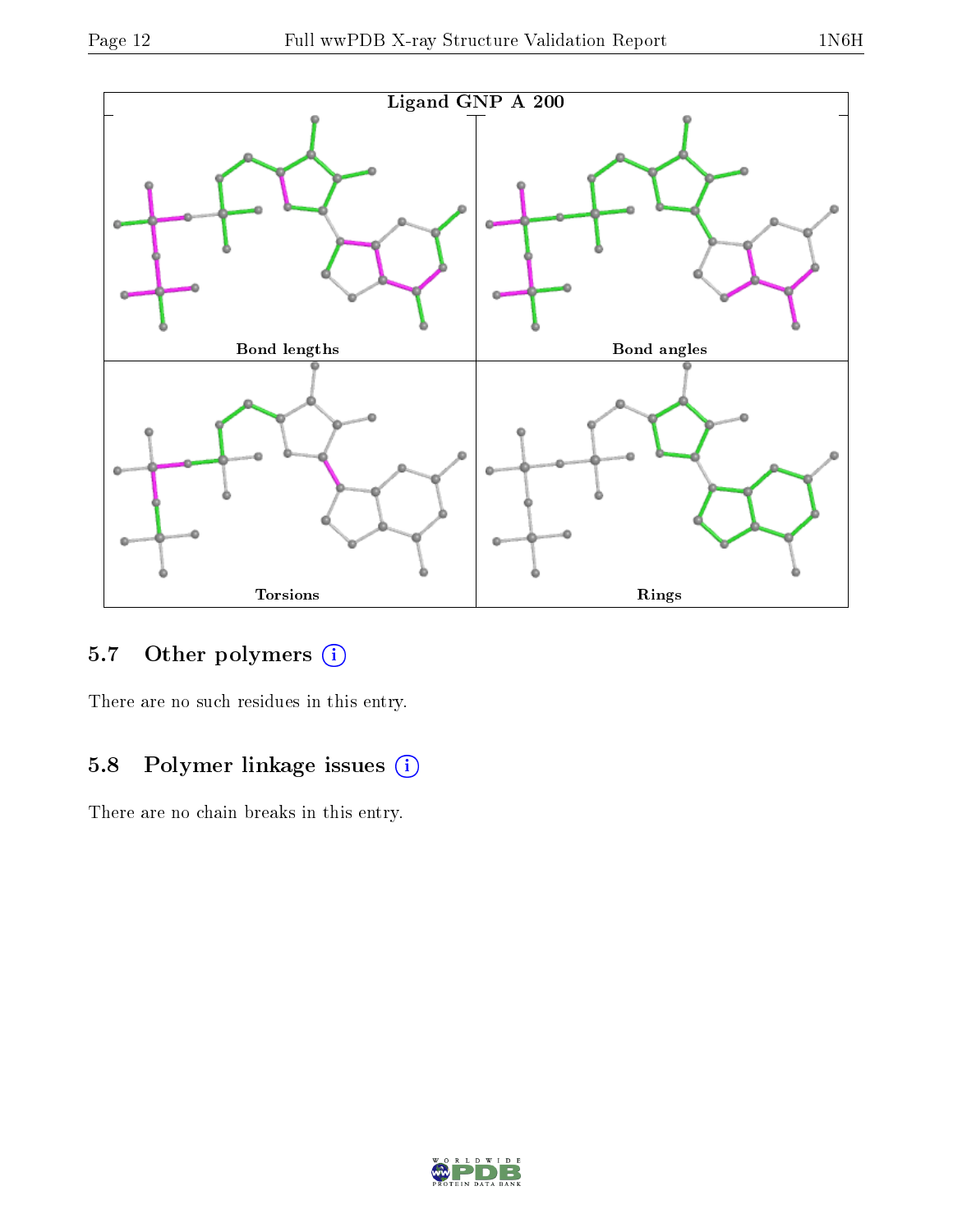Ligand GNP A 200

Bond lengths

Bond angles

Torsions

Rings

### 5.7 Other polymers

There are no such residues in this entry.

### 5.8 Polymer linkage issues

There are no chain breaks in this entry.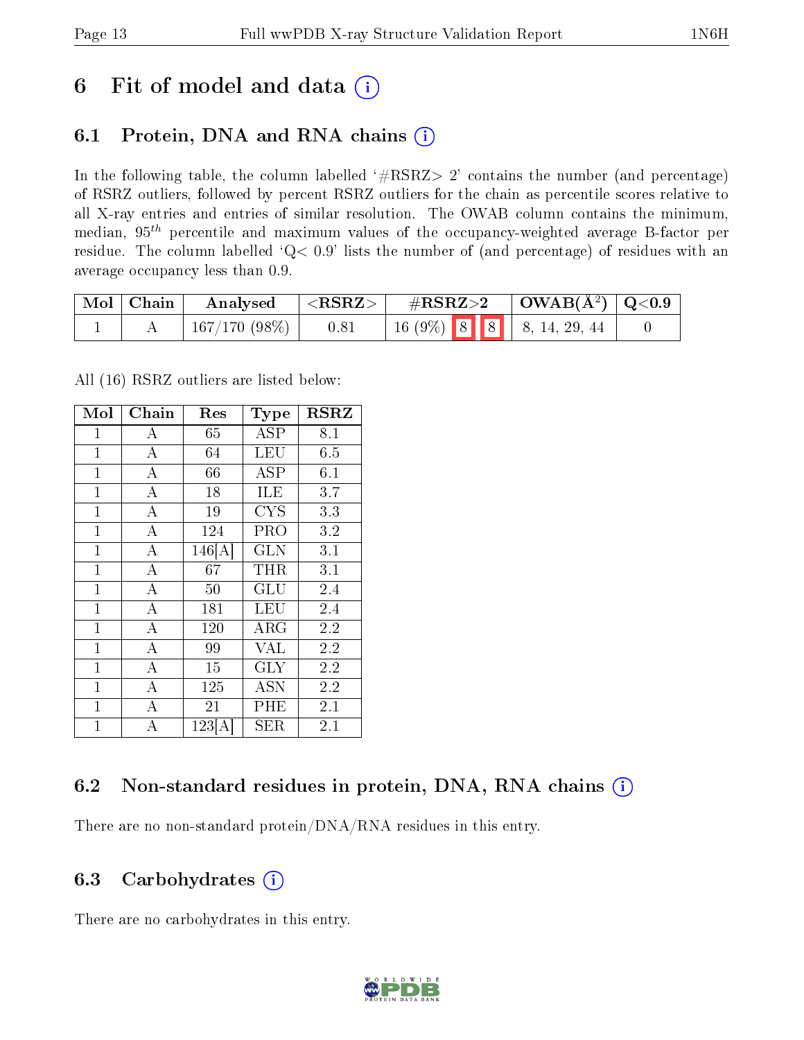# 6 Fit of model and data (i)

## 6.1 Protein, DNA and RNA chains (i)

In the following table, the column labelled '#RSRZ> 2' contains the number (and percentage) of RSRZ outliers, followed by percent RSRZ outliers for the chain as percentile scores relative to all X-ray entries and entries of similar resolution. The OWAB column contains the minimum, median, $95^{th}$ percentile and maximum values of the occupancy-weighted average B-factor per residue. The column labelled 'Q< 0.9' lists the number of (and percentage) of residues with an average occupancy less than 0.9.

| Mol | Chain | Analysed | <RSRZ> | #RSRZ>2 | | | OWAB(Å$^2$) | Q<0.9 |
|---|---|---|---|---|---|---|---|---|
| 1 | A | 167/170 (98%) | 0.81 | 16 (9%) | 8 | 8 | 8, 14, 29, 44 | 0 |

All (16) RSRZ outliers are listed below:

| Mol | Chain | Res | Type | RSRZ |
|---|---|---|---|---|
| 1 | A | 65 | ASP | 8.1 |
| 1 | A | 64 | LEU | 6.5 |
| 1 | A | 66 | ASP | 6.1 |
| 1 | A | 18 | ILE | 3.7 |
| 1 | A | 19 | CYS | 3.3 |
| 1 | A | 124 | PRO | 3.2 |
| 1 | A | 146[A] | GLN | 3.1 |
| 1 | A | 67 | THR | 3.1 |
| 1 | A | 50 | GLU | 2.4 |
| 1 | A | 181 | LEU | 2.4 |
| 1 | A | 120 | ARG | 2.2 |
| 1 | A | 99 | VAL | 2.2 |
| 1 | A | 15 | GLY | 2.2 |
| 1 | A | 125 | ASN | 2.2 |
| 1 | A | 21 | PHE | 2.1 |
| 1 | A | 123[A] | SER | 2.1 |

## 6.2 Non-standard residues in protein, DNA, RNA chains (i)

There are no non-standard protein/DNA/RNA residues in this entry.

## 6.3 Carbohydrates (i)

There are no carbohydrates in this entry.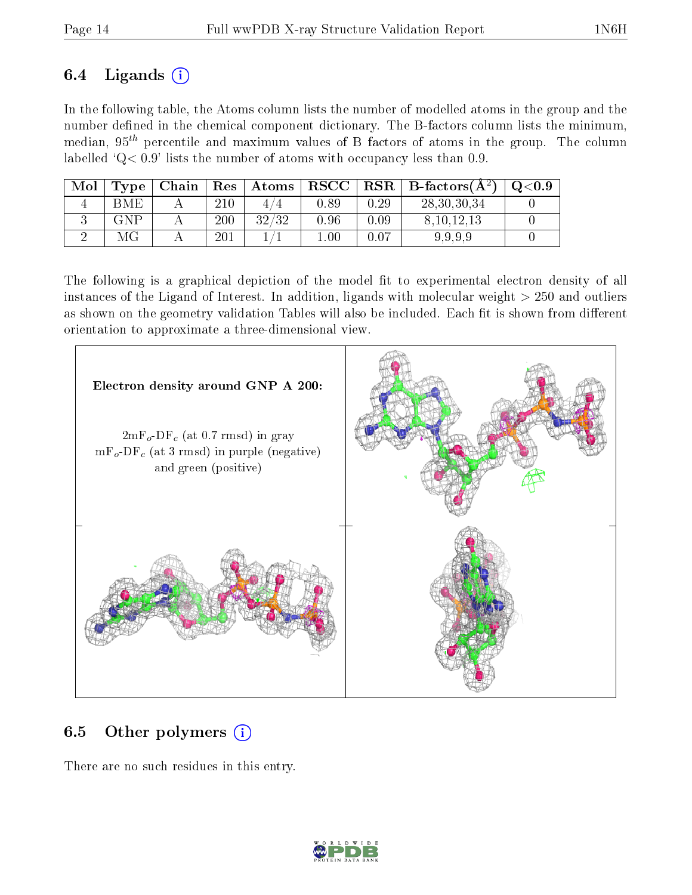## 6.4 Ligands (i)

In the following table, the Atoms column lists the number of modelled atoms in the group and the number defined in the chemical component dictionary. The B-factors column lists the minimum, median, $95^{th}$ percentile and maximum values of B factors of atoms in the group. The column labelled 'Q< 0.9' lists the number of atoms with occupancy less than 0.9.

| Mol | Type | Chain | Res | Atoms | RSCC | RSR | B-factors($\AA^2$) | Q<0.9 |
|---|---|---|---|---|---|---|---|---|
| 4 | BME | A | 210 | 4/4 | 0.89 | 0.29 | 28,30,30,34 | 0 |
| 3 | GNP | A | 200 | 32/32 | 0.96 | 0.09 | 8,10,12,13 | 0 |
| 2 | MG | A | 201 | 1/1 | 1.00 | 0.07 | 9,9,9,9 | 0 |

The following is a graphical depiction of the model fit to experimental electron density of all instances of the Ligand of Interest. In addition, ligands with molecular weight > 250 and outliers as shown on the geometry validation Tables will also be included. Each fit is shown from different orientation to approximate a three-dimensional view.

**Electron density around GNP A 200:**

$2mF_o$-$DF_c$ (at 0.7 rmsd) in gray
$mF_o$-$DF_c$ (at 3 rmsd) in purple (negative) and green (positive)

## 6.5 Other polymers (i)

There are no such residues in this entry.